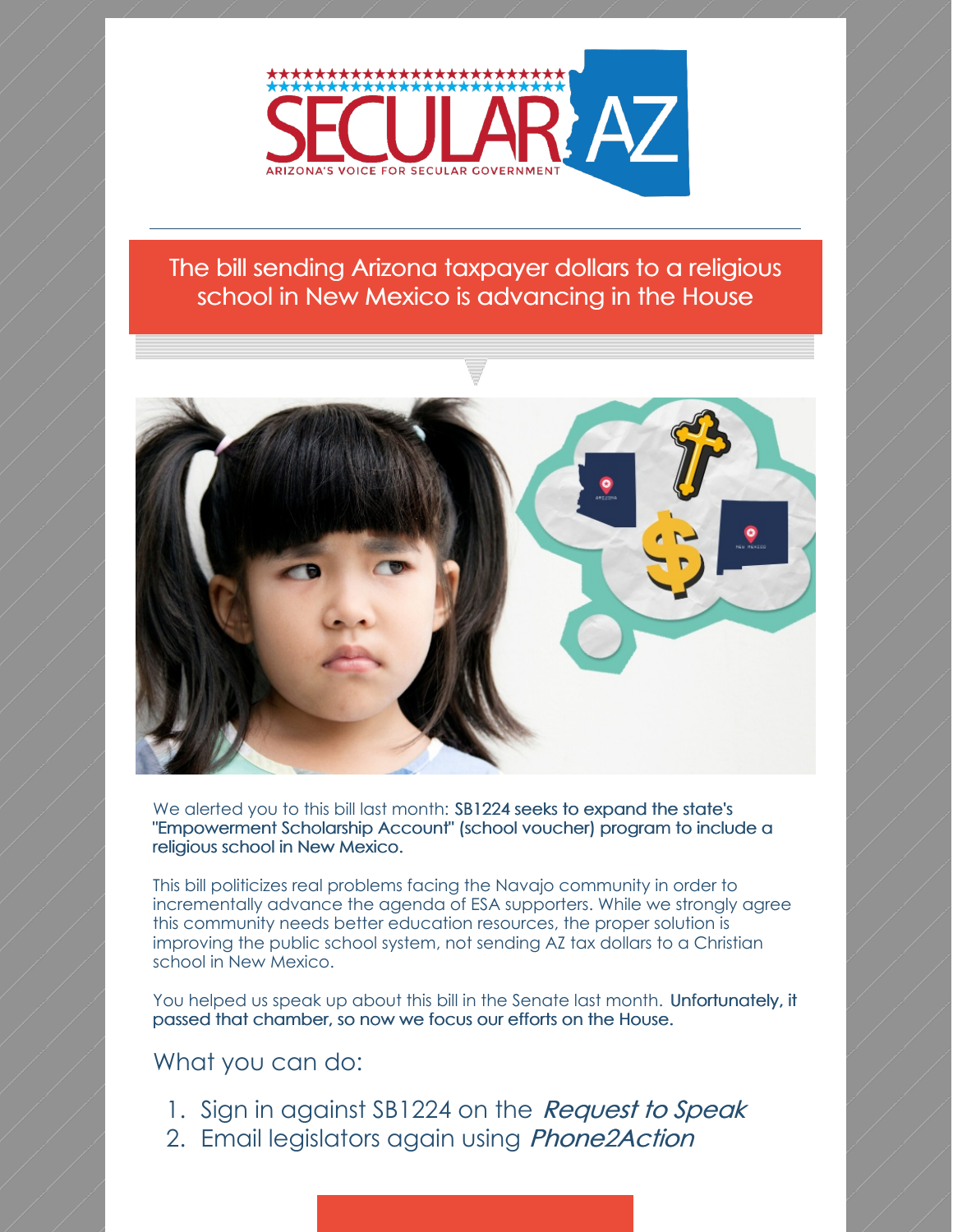**SECULAR AZ**

ARIZONA'S VOICE FOR SECULAR GOVERNMENT

## The bill sending Arizona taxpayer dollars to a religious school in New Mexico is advancing in the House

We alerted you to this bill last month: **SB1224 seeks to expand the state's "Empowerment Scholarship Account" (school voucher) program to include a religious school in New Mexico.**

This bill politicizes real problems facing the Navajo community in order to incrementally advance the agenda of ESA supporters. While we strongly agree this community needs better education resources, the proper solution is improving the public school system, not sending AZ tax dollars to a Christian school in New Mexico.

You helped us speak up about this bill in the Senate last month. **Unfortunately, it passed that chamber, so now we focus our efforts on the House.**

### What you can do:

1. Sign in against SB1224 on the *Request to Speak*
2. Email legislators again using *Phone2Action*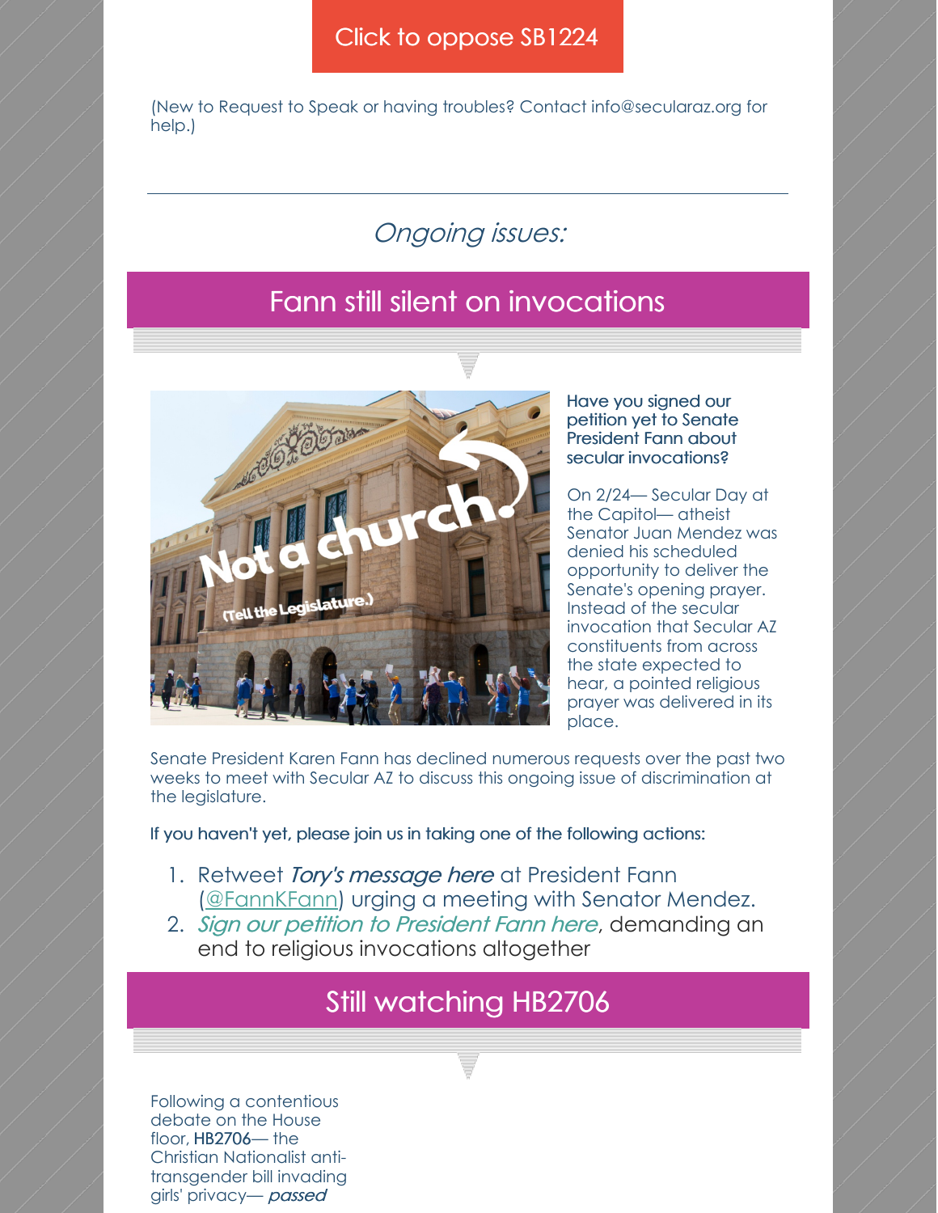Click to oppose SB1224

(New to Request to Speak or having troubles? Contact info@secularaz.org for help.)

---

*Ongoing issues:*

## Fann still silent on invocations

**Have you signed our petition yet to Senate President Fann about secular invocations?**

On 2/24— Secular Day at the Capitol— atheist Senator Juan Mendez was denied his scheduled opportunity to deliver the Senate's opening prayer. Instead of the secular invocation that Secular AZ constituents from across the state expected to hear, a pointed religious prayer was delivered in its place.

Senate President Karen Fann has declined numerous requests over the past two weeks to meet with Secular AZ to discuss this ongoing issue of discrimination at the legislature.

**If you haven't yet, please join us in taking one of the following actions:**

1. Retweet *Tory's message here* at President Fann (@FannKFann) urging a meeting with Senator Mendez.
2. *Sign our petition to President Fann here*, demanding an end to religious invocations altogether

## Still watching HB2706

Following a contentious debate on the House floor, **HB2706**— the Christian Nationalist anti-transgender bill invading girls' privacy— *passed*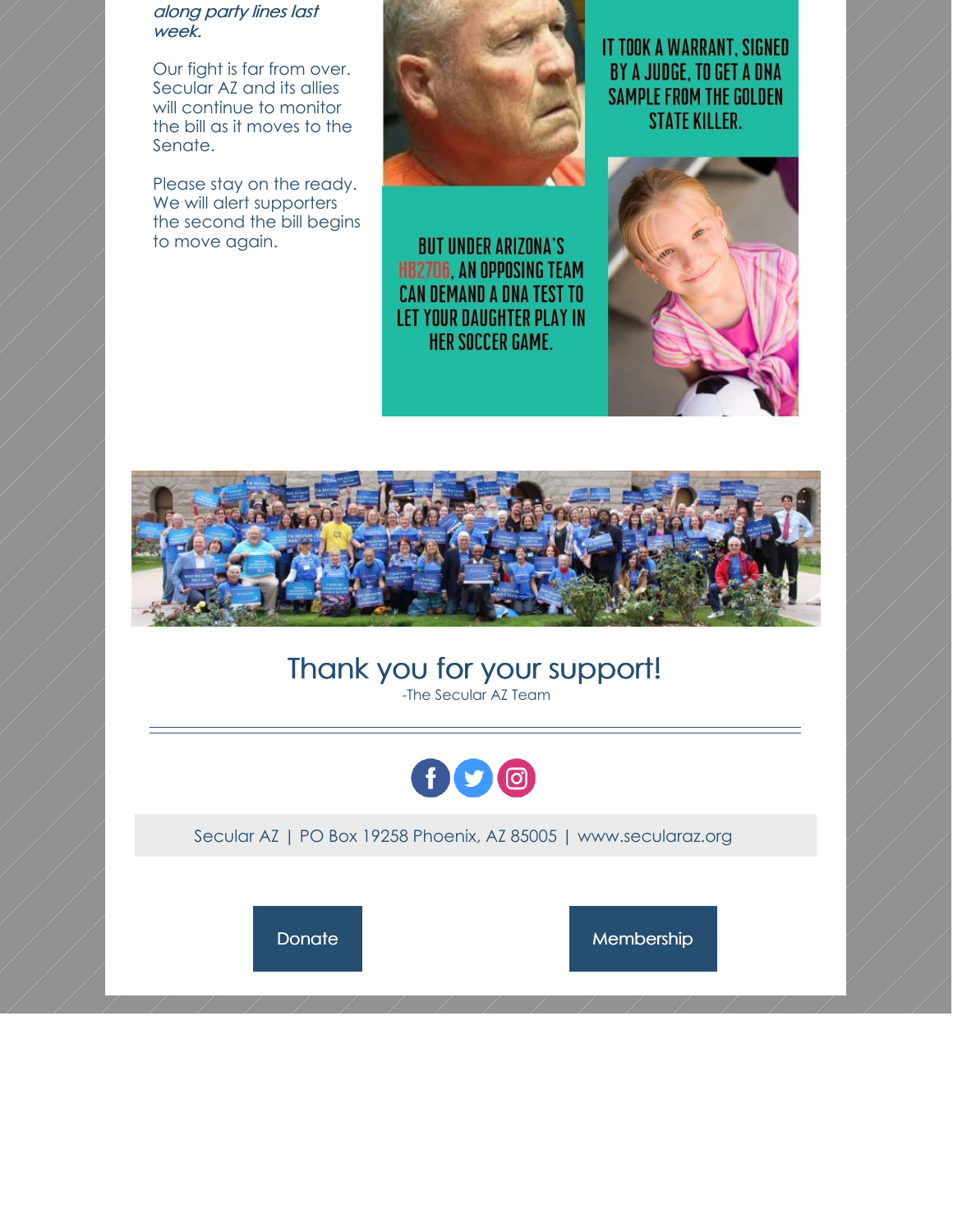*along party lines last week.*

Our fight is far from over. Secular AZ and its allies will continue to monitor the bill as it moves to the Senate.

Please stay on the ready. We will alert supporters the second the bill begins to move again.

IT TOOK A WARRANT, SIGNED BY A JUDGE, TO GET A DNA SAMPLE FROM THE GOLDEN STATE KILLER.

BUT UNDER ARIZONA'S HB2706, AN OPPOSING TEAM CAN DEMAND A DNA TEST TO LET YOUR DAUGHTER PLAY IN HER SOCCER GAME.

## Thank you for your support!

-The Secular AZ Team

---

Secular AZ | PO Box 19258 Phoenix, AZ 85005 | www.secularaz.org

Donate

Membership